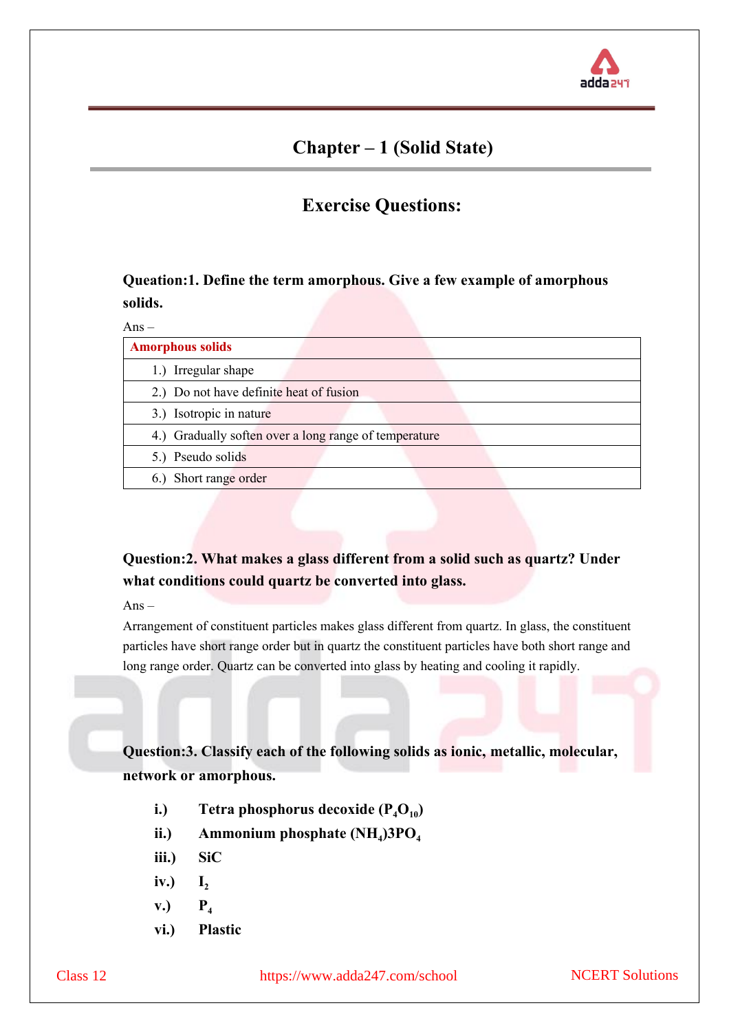# Chapter – 1 (Solid State)

## Exercise Questions:

**Queation:1. Define the term amorphous. Give a few example of amorphous solids.**

Ans –

| Amorphous solids |
| --- |
| 1.) Irregular shape |
| 2.) Do not have definite heat of fusion |
| 3.) Isotropic in nature |
| 4.) Gradually soften over a long range of temperature |
| 5.) Pseudo solids |
| 6.) Short range order |

**Question:2. What makes a glass different from a solid such as quartz? Under what conditions could quartz be converted into glass.**

Ans –

Arrangement of constituent particles makes glass different from quartz. In glass, the constituent particles have short range order but in quartz the constituent particles have both short range and long range order. Quartz can be converted into glass by heating and cooling it rapidly.

**Question:3. Classify each of the following solids as ionic, metallic, molecular, network or amorphous.**

- **i.)** **Tetra phosphorus decoxide ($P_4O_{10}$)**
- **ii.)** **Ammonium phosphate $(NH_4)3PO_4$**
- **iii.)** **SiC**
- **iv.)** **$I_2$**
- **v.)** **$P_4$**
- **vi.)** **Plastic**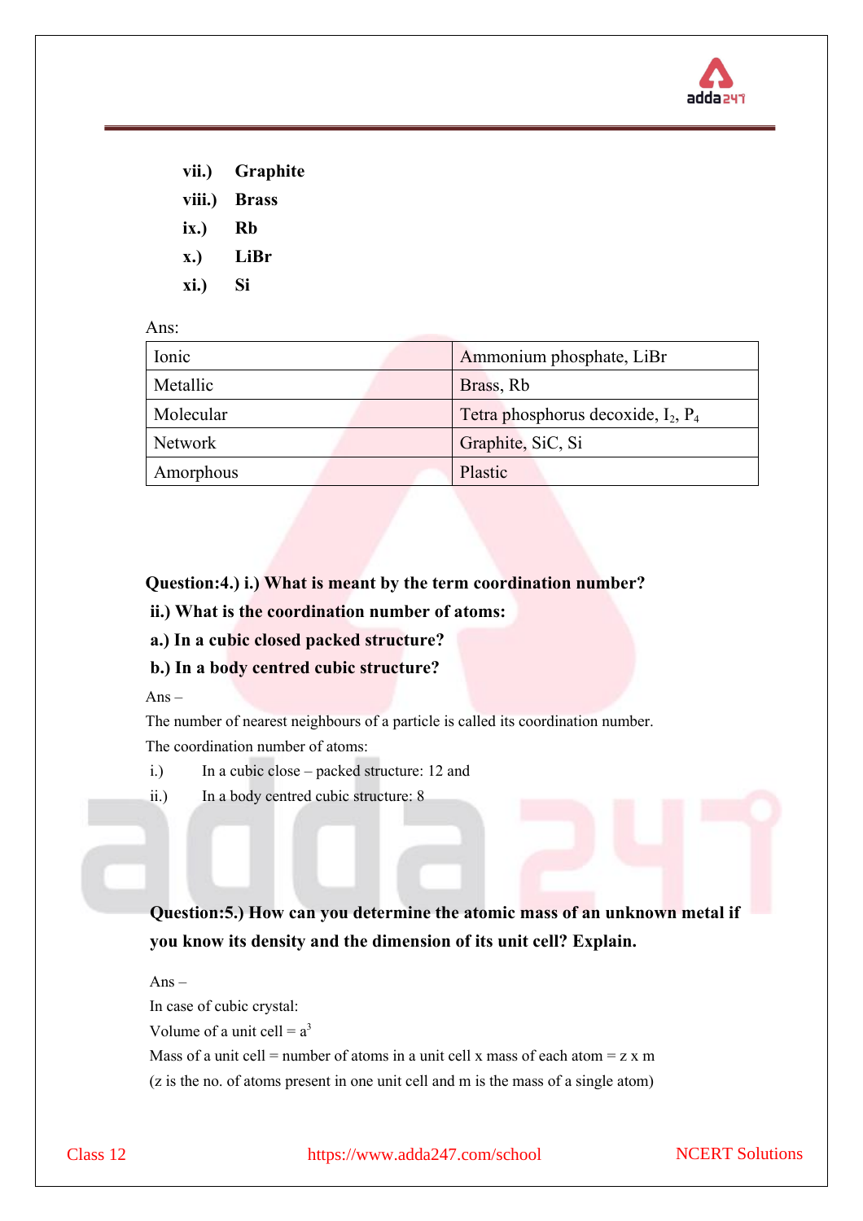vii.) **Graphite**

viii.) **Brass**

ix.) **Rb**

x.) **LiBr**

xi.) **Si**

Ans:

| Ionic | Ammonium phosphate, LiBr |
|---|---|
| Metallic | Brass, Rb |
| Molecular | Tetra phosphorus decoxide, $I_2$, $P_4$ |
| Network | Graphite, SiC, Si |
| Amorphous | Plastic |

**Question:4.) i.) What is meant by the term coordination number?**

**ii.) What is the coordination number of atoms:**

**a.) In a cubic closed packed structure?**

**b.) In a body centred cubic structure?**

Ans –

The number of nearest neighbours of a particle is called its coordination number.

The coordination number of atoms:

i.) In a cubic close – packed structure: 12 and

ii.) In a body centred cubic structure: 8

**Question:5.) How can you determine the atomic mass of an unknown metal if you know its density and the dimension of its unit cell? Explain.**

Ans –

In case of cubic crystal:

Volume of a unit cell = $a^3$

Mass of a unit cell = number of atoms in a unit cell x mass of each atom = z x m

(z is the no. of atoms present in one unit cell and m is the mass of a single atom)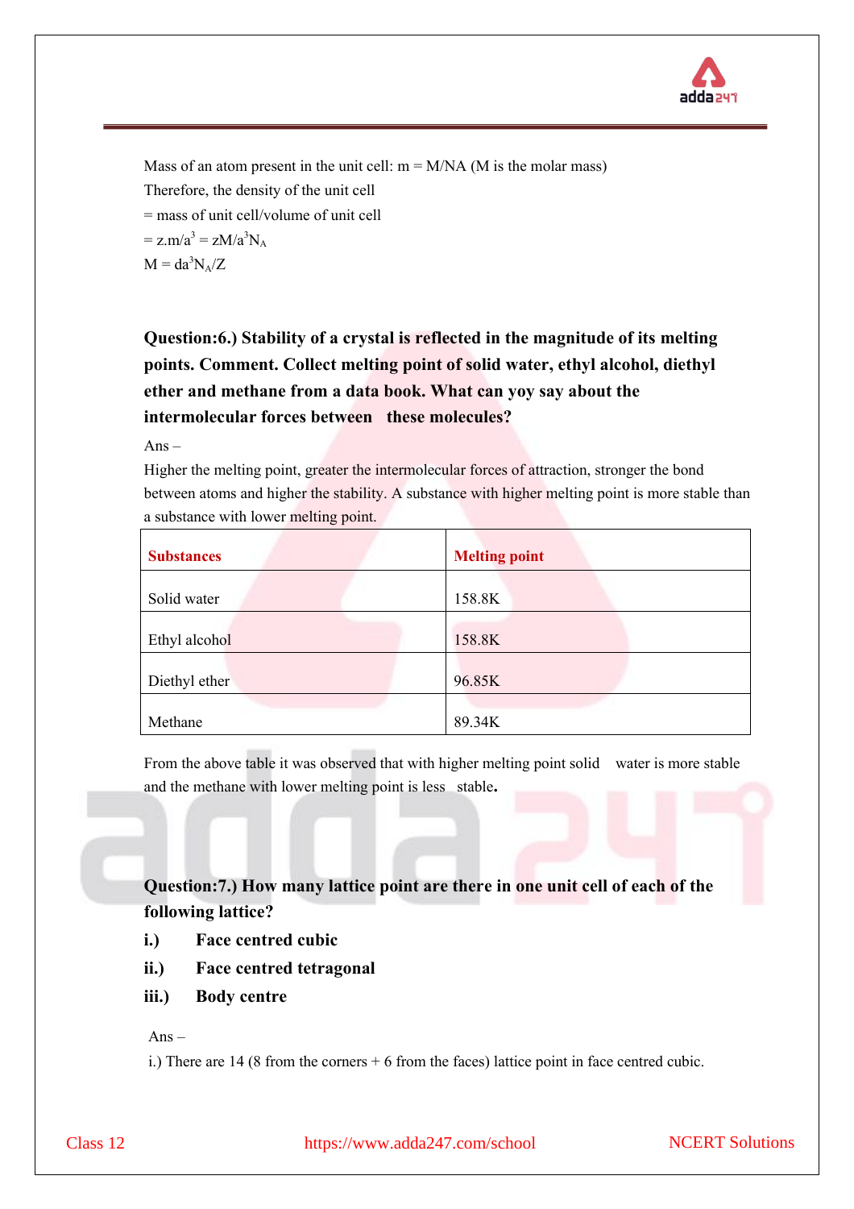Mass of an atom present in the unit cell: m = M/NA (M is the molar mass)

Therefore, the density of the unit cell

= mass of unit cell/volume of unit cell

$= z.m/a^3 = zM/a^3N_A$

$M = da^3N_A/Z$

**Question:6.) Stability of a crystal is reflected in the magnitude of its melting points. Comment. Collect melting point of solid water, ethyl alcohol, diethyl ether and methane from a data book. What can yoy say about the intermolecular forces between these molecules?**

Ans –

Higher the melting point, greater the intermolecular forces of attraction, stronger the bond between atoms and higher the stability. A substance with higher melting point is more stable than a substance with lower melting point.

| Substances | Melting point |
|---|---|
| Solid water | 158.8K |
| Ethyl alcohol | 158.8K |
| Diethyl ether | 96.85K |
| Methane | 89.34K |

From the above table it was observed that with higher melting point solid water is more stable and the methane with lower melting point is less stable.

**Question:7.) How many lattice point are there in one unit cell of each of the following lattice?**

**i.) Face centred cubic**

**ii.) Face centred tetragonal**

**iii.) Body centre**

Ans –

i.) There are 14 (8 from the corners + 6 from the faces) lattice point in face centred cubic.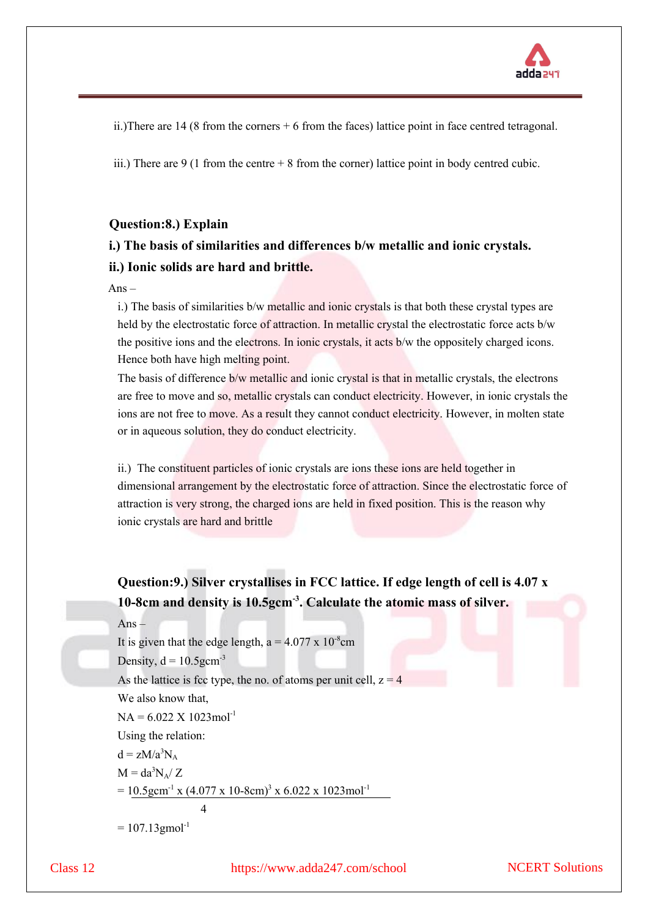ii.)There are 14 (8 from the corners + 6 from the faces) lattice point in face centred tetragonal.

iii.) There are 9 (1 from the centre + 8 from the corner) lattice point in body centred cubic.

**Question:8.) Explain**

**i.) The basis of similarities and differences b/w metallic and ionic crystals.**

**ii.) Ionic solids are hard and brittle.**

Ans –

i.) The basis of similarities b/w metallic and ionic crystals is that both these crystal types are held by the electrostatic force of attraction. In metallic crystal the electrostatic force acts b/w the positive ions and the electrons. In ionic crystals, it acts b/w the oppositely charged icons. Hence both have high melting point.

The basis of difference b/w metallic and ionic crystal is that in metallic crystals, the electrons are free to move and so, metallic crystals can conduct electricity. However, in ionic crystals the ions are not free to move. As a result they cannot conduct electricity. However, in molten state or in aqueous solution, they do conduct electricity.

ii.) The constituent particles of ionic crystals are ions these ions are held together in dimensional arrangement by the electrostatic force of attraction. Since the electrostatic force of attraction is very strong, the charged ions are held in fixed position. This is the reason why ionic crystals are hard and brittle

**Question:9.) Silver crystallises in FCC lattice. If edge length of cell is 4.07 x 10-8cm and density is 10.5gcm$^{-3}$. Calculate the atomic mass of silver.**

Ans –

It is given that the edge length, $a = 4.077 \times 10^{-8}$cm

Density, $d = 10.5 gcm^{-3}$

As the lattice is fcc type, the no. of atoms per unit cell, z = 4

We also know that,

$N_A = 6.022 \times 10^{23} mol^{-1}$

Using the relation:

$d = zM/a^3N_A$

$M = da^3N_A/ Z$

$$= \frac{10.5 gcm^{-1} \times (4.077 \times 10^{-8} cm)^3 \times 6.022 \times 10^{23} mol^{-1}}{4}$$

$= 107.13 gmol^{-1}$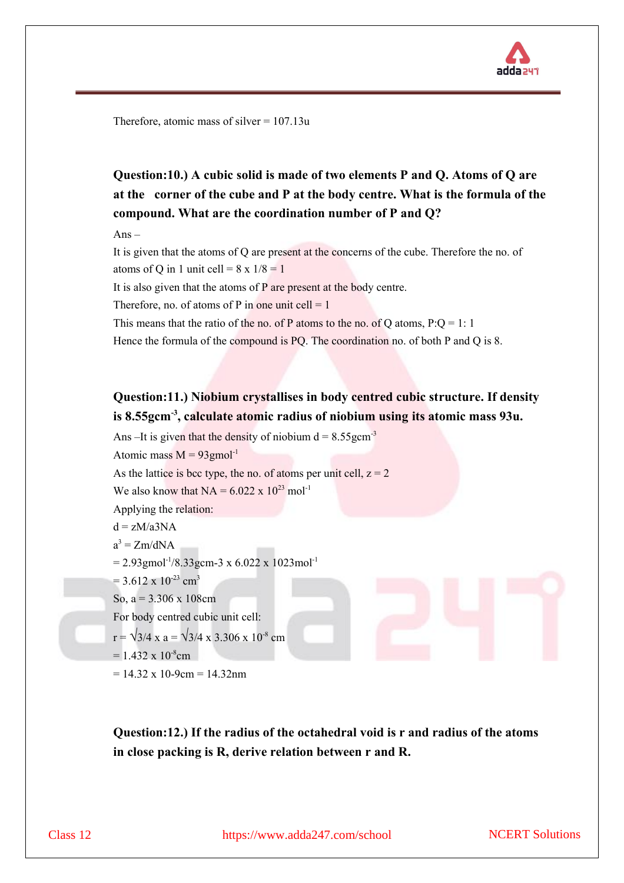Therefore, atomic mass of silver = 107.13u

**Question:10.) A cubic solid is made of two elements P and Q. Atoms of Q are at the corner of the cube and P at the body centre. What is the formula of the compound. What are the coordination number of P and Q?**

Ans –

It is given that the atoms of Q are present at the concerns of the cube. Therefore the no. of atoms of Q in 1 unit cell = 8 x 1/8 = 1

It is also given that the atoms of P are present at the body centre.

Therefore, no. of atoms of P in one unit cell = 1

This means that the ratio of the no. of P atoms to the no. of Q atoms, P:Q = 1: 1

Hence the formula of the compound is PQ. The coordination no. of both P and Q is 8.

**Question:11.) Niobium crystallises in body centred cubic structure. If density is 8.55gcm$^{-3}$, calculate atomic radius of niobium using its atomic mass 93u.**

Ans –It is given that the density of niobium d = 8.55gcm$^{-3}$

Atomic mass M = 93gmol$^{-1}$

As the lattice is bcc type, the no. of atoms per unit cell, z = 2

We also know that NA = 6.022 x 10$^{23}$ mol$^{-1}$

Applying the relation:

d = zM/a3NA

a$^{3}$ = Zm/dNA

= 2.93gmol$^{-1}$/8.33gcm-3 x 6.022 x 1023mol$^{-1}$

= 3.612 x 10$^{-23}$ cm$^{3}$

So, a = 3.306 x 108cm

For body centred cubic unit cell:

r = $\sqrt{3}$/4 x a = $\sqrt{3}$/4 x 3.306 x 10$^{-8}$ cm

= 1.432 x 10$^{-8}$cm

= 14.32 x 10-9cm = 14.32nm

**Question:12.) If the radius of the octahedral void is r and radius of the atoms in close packing is R, derive relation between r and R.**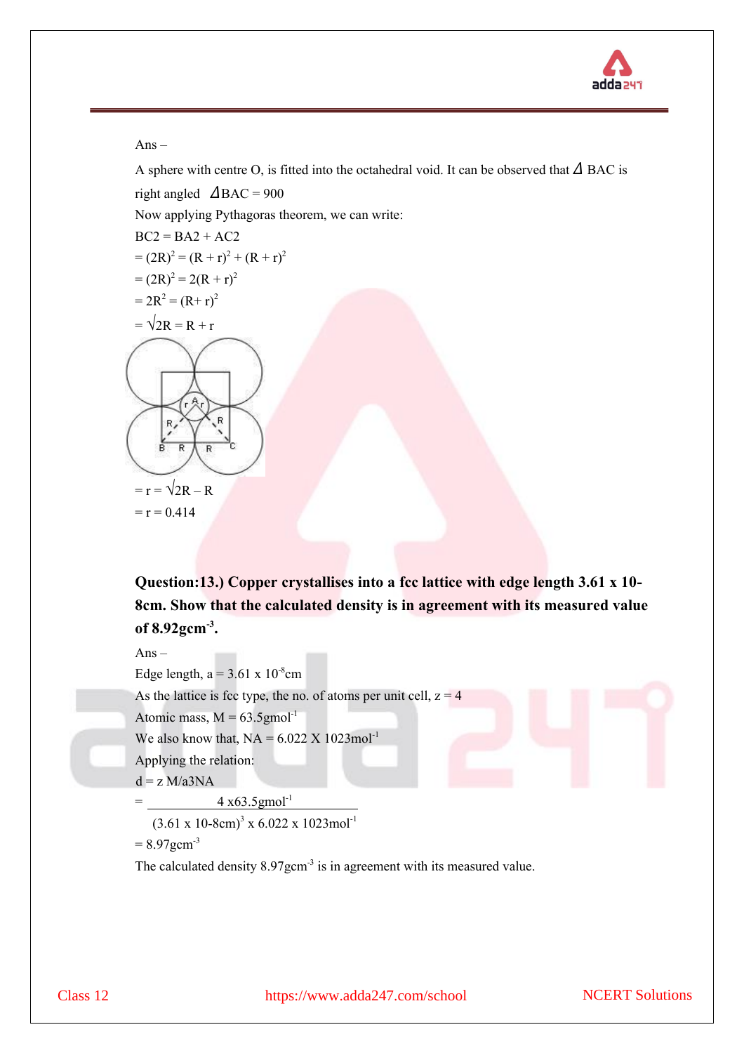Ans –

A sphere with centre O, is fitted into the octahedral void. It can be observed that $\Delta$ BAC is right angled $\Delta$BAC = 900

Now applying Pythagoras theorem, we can write:

BC2 = BA2 + AC2

= $(2R)^2 = (R + r)^2 + (R + r)^2$

= $(2R)^2 = 2(R + r)^2$

= $2R^2 = (R+ r)^2$

= $\sqrt{2}R = R + r$

= $r = \sqrt{2}R – R$

= r = 0.414

**Question:13.) Copper crystallises into a fcc lattice with edge length 3.61 x 10-8cm. Show that the calculated density is in agreement with its measured value of 8.92gcm$^{-3}$.**

Ans –

Edge length, a = $3.61 \times 10^{-8}$cm

As the lattice is fcc type, the no. of atoms per unit cell, z = 4

Atomic mass, M = 63.5gmol$^{-1}$

We also know that, NA = 6.022 X 1023mol$^{-1}$

Applying the relation:

d = z M/a3NA

$$= \frac{4 \times 63.5\text{gmol}^{-1}}{(3.61 \times 10\text{-8cm})^3 \times 6.022 \times 1023\text{mol}^{-1}}$$

= 8.97gcm$^{-3}$

The calculated density 8.97gcm$^{-3}$ is in agreement with its measured value.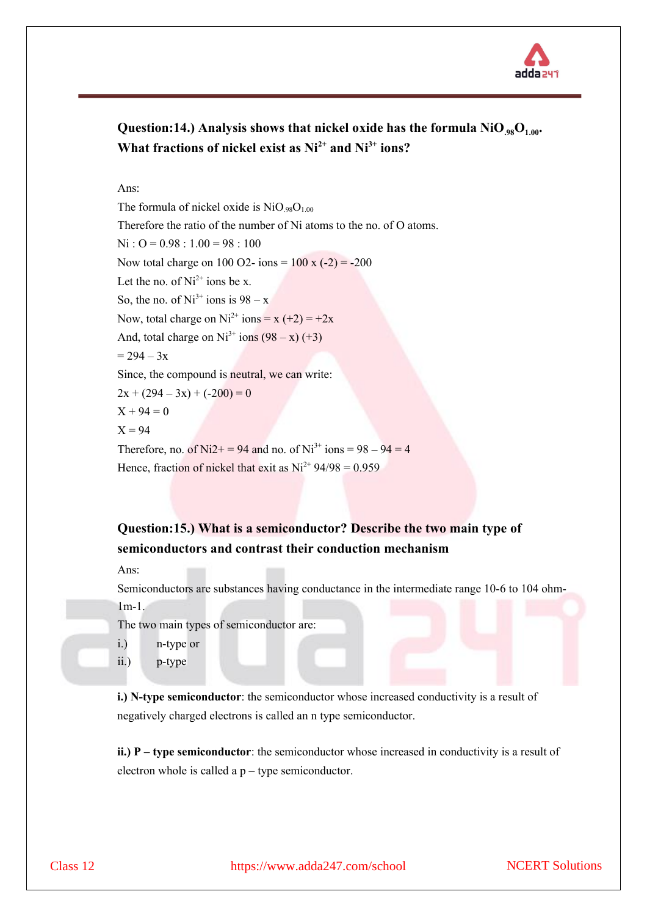**Question:14.) Analysis shows that nickel oxide has the formula $NiO_{.98}O_{1.00}$. What fractions of nickel exist as $Ni^{2+}$ and $Ni^{3+}$ ions?**

Ans:

The formula of nickel oxide is $NiO_{.98}O_{1.00}$

Therefore the ratio of the number of Ni atoms to the no. of O atoms.

Ni : O = 0.98 : 1.00 = 98 : 100

Now total charge on 100 O2- ions = 100 x (-2) = -200

Let the no. of $Ni^{2+}$ ions be x.

So, the no. of $Ni^{3+}$ ions is 98 – x

Now, total charge on $Ni^{2+}$ ions = x (+2) = +2x

And, total charge on $Ni^{3+}$ ions (98 – x) (+3)

= 294 – 3x

Since, the compound is neutral, we can write:

2x + (294 – 3x) + (-200) = 0

X + 94 = 0

X = 94

Therefore, no. of Ni2+ = 94 and no. of $Ni^{3+}$ ions = 98 – 94 = 4

Hence, fraction of nickel that exit as $Ni^{2+}$ 94/98 = 0.959

**Question:15.) What is a semiconductor? Describe the two main type of semiconductors and contrast their conduction mechanism**

Ans:

Semiconductors are substances having conductance in the intermediate range 10-6 to 104 ohm-1m-1.

The two main types of semiconductor are:

i.) n-type or

ii.) p-type

**i.) N-type semiconductor**: the semiconductor whose increased conductivity is a result of negatively charged electrons is called an n type semiconductor.

**ii.) P – type semiconductor**: the semiconductor whose increased in conductivity is a result of electron whole is called a p – type semiconductor.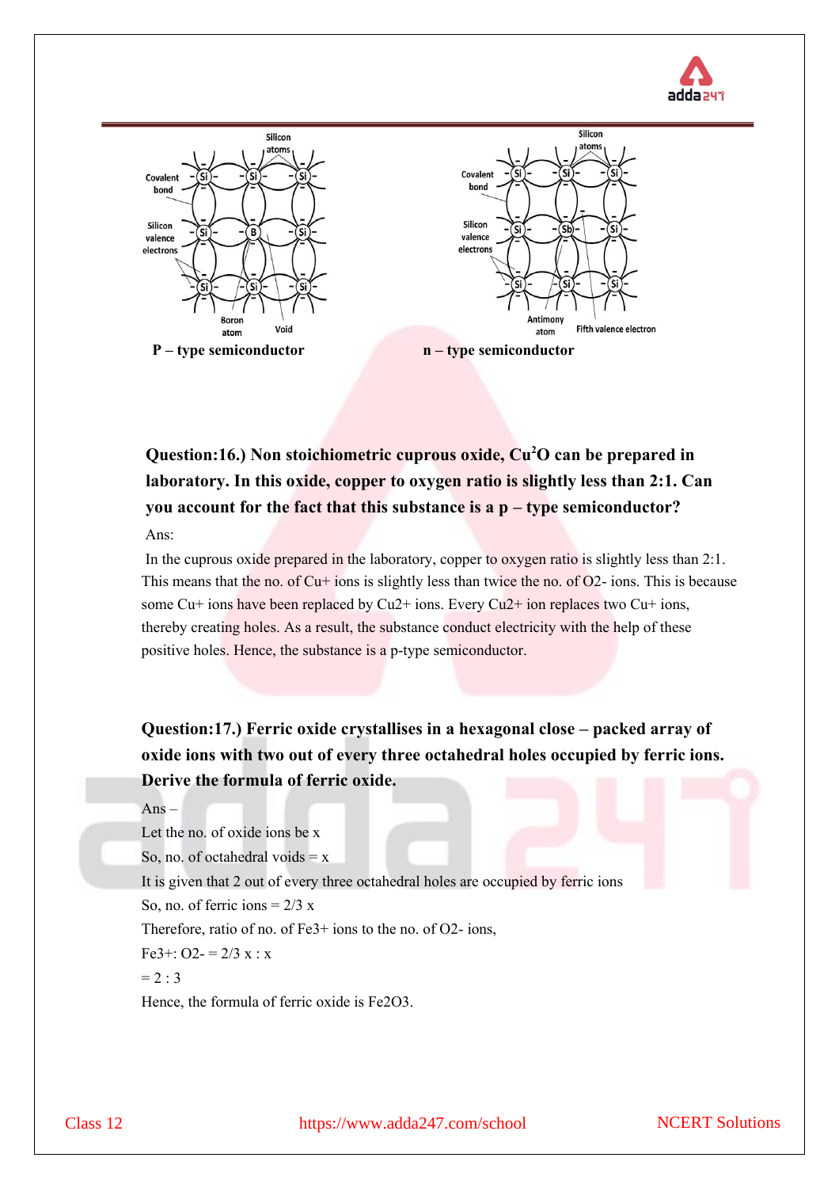**P – type semiconductor** **n – type semiconductor**

**Question:16.) Non stoichiometric cuprous oxide, $Cu^2O$ can be prepared in laboratory. In this oxide, copper to oxygen ratio is slightly less than 2:1. Can you account for the fact that this substance is a p – type semiconductor?**

Ans:

In the cuprous oxide prepared in the laboratory, copper to oxygen ratio is slightly less than 2:1. This means that the no. of $Cu^+$ ions is slightly less than twice the no. of $O^{2-}$ ions. This is because some $Cu^+$ ions have been replaced by $Cu^{2+}$ ions. Every $Cu^{2+}$ ion replaces two $Cu^+$ ions, thereby creating holes. As a result, the substance conduct electricity with the help of these positive holes. Hence, the substance is a p-type semiconductor.

**Question:17.) Ferric oxide crystallises in a hexagonal close – packed array of oxide ions with two out of every three octahedral holes occupied by ferric ions. Derive the formula of ferric oxide.**

Ans –

Let the no. of oxide ions be x

So, no. of octahedral voids = x

It is given that 2 out of every three octahedral holes are occupied by ferric ions

So, no. of ferric ions = 2/3 x

Therefore, ratio of no. of $Fe^{3+}$ ions to the no. of $O^{2-}$ ions,

$Fe^{3+}: O^{2-} = 2/3\ x : x$

$= 2 : 3$

Hence, the formula of ferric oxide is $Fe_2O_3$.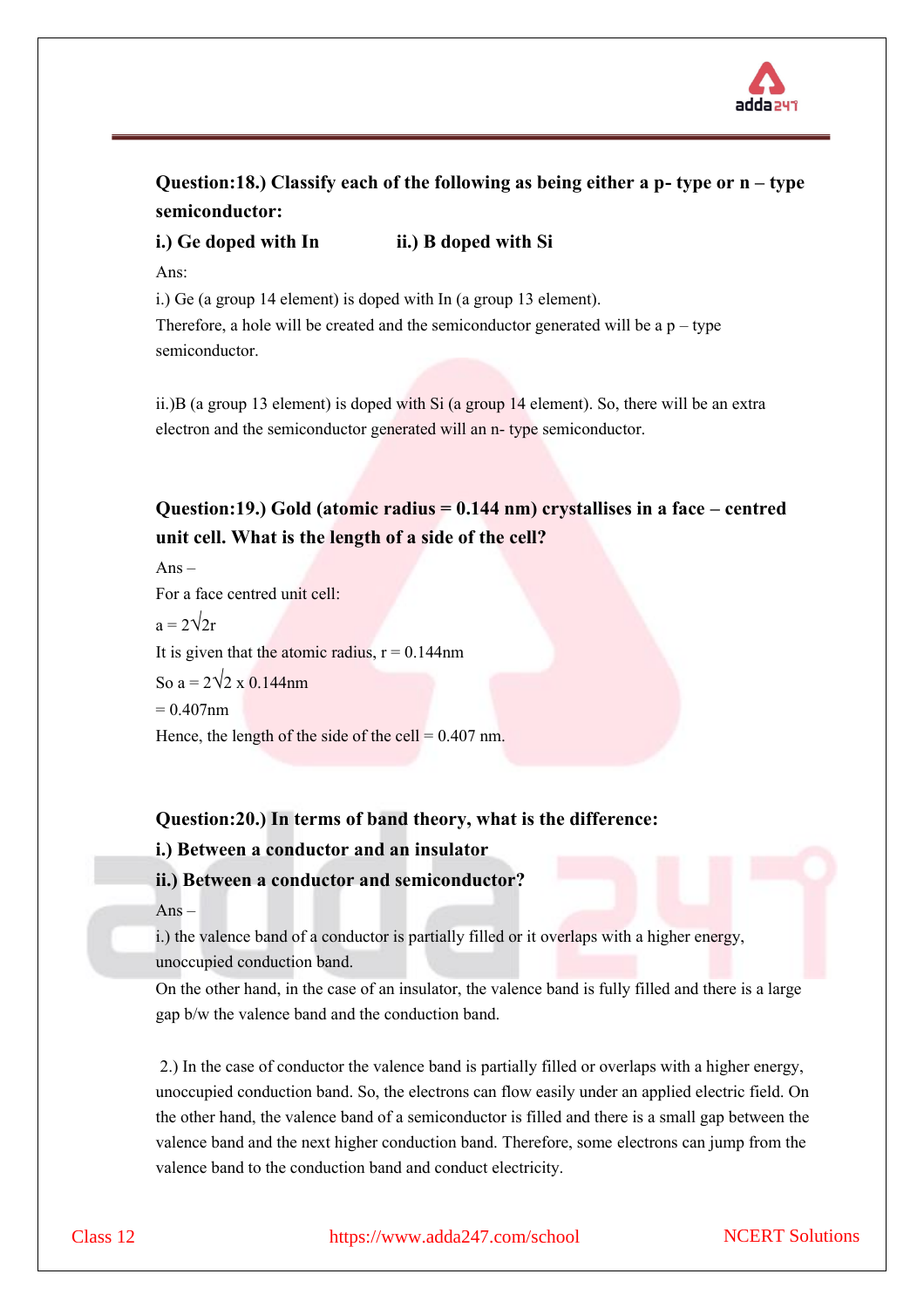**Question:18.) Classify each of the following as being either a p- type or n – type semiconductor:**

**i.) Ge doped with In ii.) B doped with Si**

Ans:

i.) Ge (a group 14 element) is doped with In (a group 13 element).
Therefore, a hole will be created and the semiconductor generated will be a p – type semiconductor.

ii.)B (a group 13 element) is doped with Si (a group 14 element). So, there will be an extra electron and the semiconductor generated will an n- type semiconductor.

**Question:19.) Gold (atomic radius = 0.144 nm) crystallises in a face – centred unit cell. What is the length of a side of the cell?**

Ans –

For a face centred unit cell:

$a = 2\sqrt{2}r$

It is given that the atomic radius, r = 0.144nm

So $a = 2\sqrt{2} \times 0.144\text{nm}$

= 0.407nm

Hence, the length of the side of the cell = 0.407 nm.

**Question:20.) In terms of band theory, what is the difference:**

**i.) Between a conductor and an insulator**

**ii.) Between a conductor and semiconductor?**

Ans –

i.) the valence band of a conductor is partially filled or it overlaps with a higher energy, unoccupied conduction band.

On the other hand, in the case of an insulator, the valence band is fully filled and there is a large gap b/w the valence band and the conduction band.

2.) In the case of conductor the valence band is partially filled or overlaps with a higher energy, unoccupied conduction band. So, the electrons can flow easily under an applied electric field. On the other hand, the valence band of a semiconductor is filled and there is a small gap between the valence band and the next higher conduction band. Therefore, some electrons can jump from the valence band to the conduction band and conduct electricity.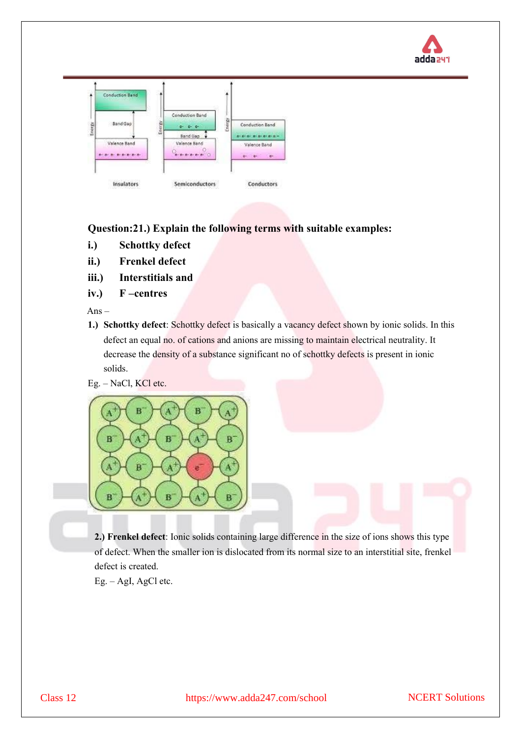**Question:21.) Explain the following terms with suitable examples:**

**i.)** **Schottky defect**

**ii.)** **Frenkel defect**

**iii.)** **Interstitials and**

**iv.)** **F –centres**

Ans –

1.) **Schottky defect**: Schottky defect is basically a vacancy defect shown by ionic solids. In this defect an equal no. of cations and anions are missing to maintain electrical neutrality. It decrease the density of a substance significant no of schottky defects is present in ionic solids.

Eg. – NaCl, KCl etc.

2.) **Frenkel defect**: Ionic solids containing large difference in the size of ions shows this type of defect. When the smaller ion is dislocated from its normal size to an interstitial site, frenkel defect is created.

Eg. – AgI, AgCl etc.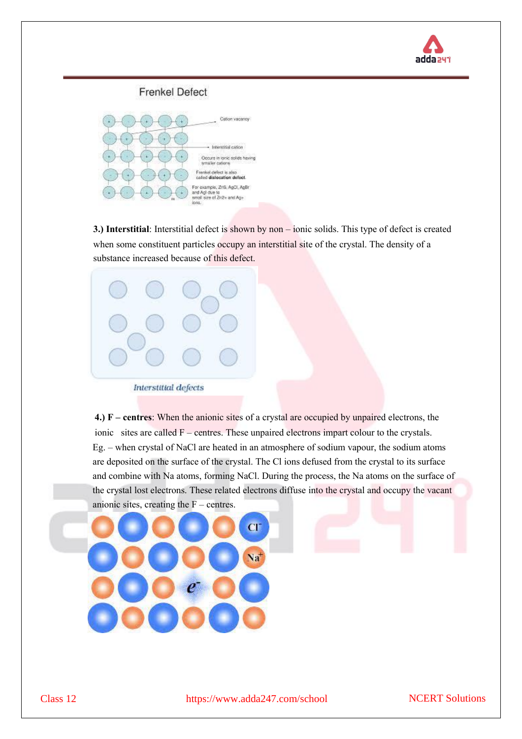3.) **Interstitial**: Interstitial defect is shown by non – ionic solids. This type of defect is created when some constituent particles occupy an interstitial site of the crystal. The density of a substance increased because of this defect.

4.) **F – centres**: When the anionic sites of a crystal are occupied by unpaired electrons, the ionic sites are called F – centres. These unpaired electrons impart colour to the crystals. Eg. – when crystal of NaCl are heated in an atmosphere of sodium vapour, the sodium atoms are deposited on the surface of the crystal. The Cl ions defused from the crystal to its surface and combine with Na atoms, forming NaCl. During the process, the Na atoms on the surface of the crystal lost electrons. These related electrons diffuse into the crystal and occupy the vacant anionic sites, creating the F – centres.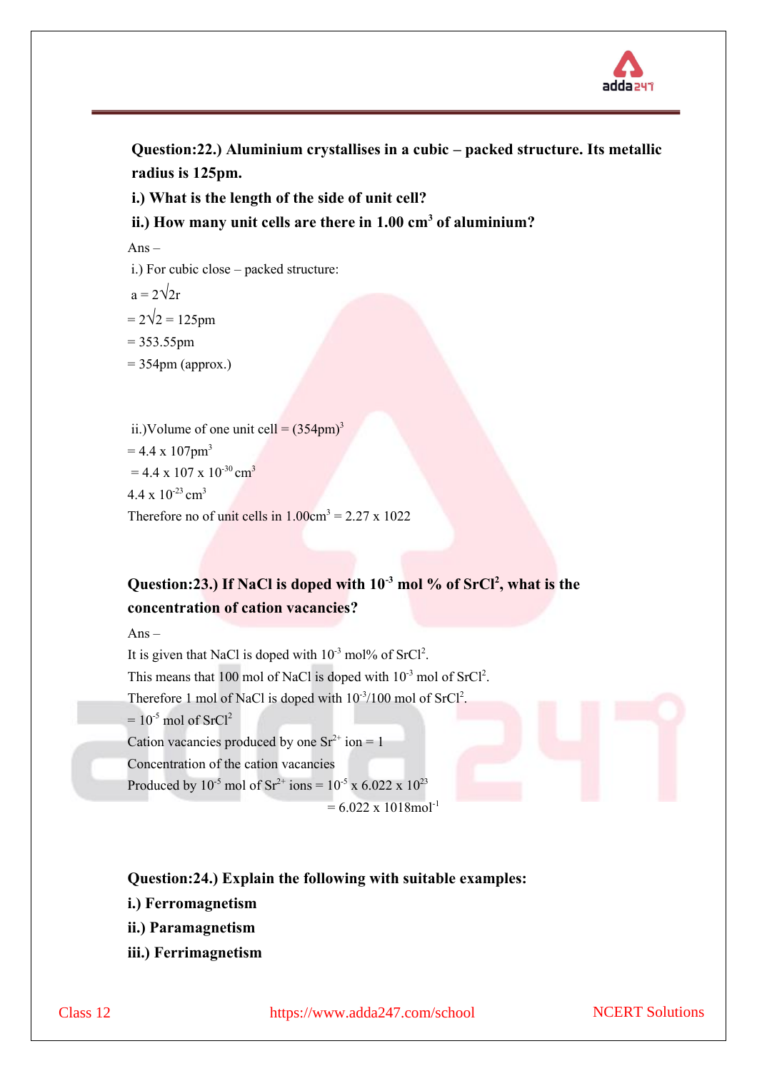**Question:22.) Aluminium crystallises in a cubic – packed structure. Its metallic radius is 125pm.**

**i.) What is the length of the side of unit cell?**

**ii.) How many unit cells are there in 1.00 $cm^3$ of aluminium?**

Ans –

i.) For cubic close – packed structure:

$a = 2\sqrt{2}r$

$= 2\sqrt{2} = 125pm$

$= 353.55pm$

$= 354pm$ (approx.)

ii.)Volume of one unit cell $= (354pm)^3$

$= 4.4 \times 107pm^3$

$= 4.4 \times 107 \times 10^{-30} cm^3$

$4.4 \times 10^{-23} cm^3$

Therefore no of unit cells in $1.00cm^3 = 2.27 \times 1022$

**Question:23.) If NaCl is doped with $10^{-3}$ mol % of $SrCl^2$, what is the concentration of cation vacancies?**

Ans –

It is given that NaCl is doped with $10^{-3}$ mol% of $SrCl^2$.

This means that 100 mol of NaCl is doped with $10^{-3}$ mol of $SrCl^2$.

Therefore 1 mol of NaCl is doped with $10^{-3}/100$ mol of $SrCl^2$.

$= 10^{-5}$ mol of $SrCl^2$

Cation vacancies produced by one $Sr^{2+}$ ion = 1

Concentration of the cation vacancies

Produced by $10^{-5}$ mol of $Sr^{2+}$ ions $= 10^{-5} \times 6.022 \times 10^{23}$

$= 6.022 \times 1018mol^{-1}$

**Question:24.) Explain the following with suitable examples:**

**i.) Ferromagnetism**

**ii.) Paramagnetism**

**iii.) Ferrimagnetism**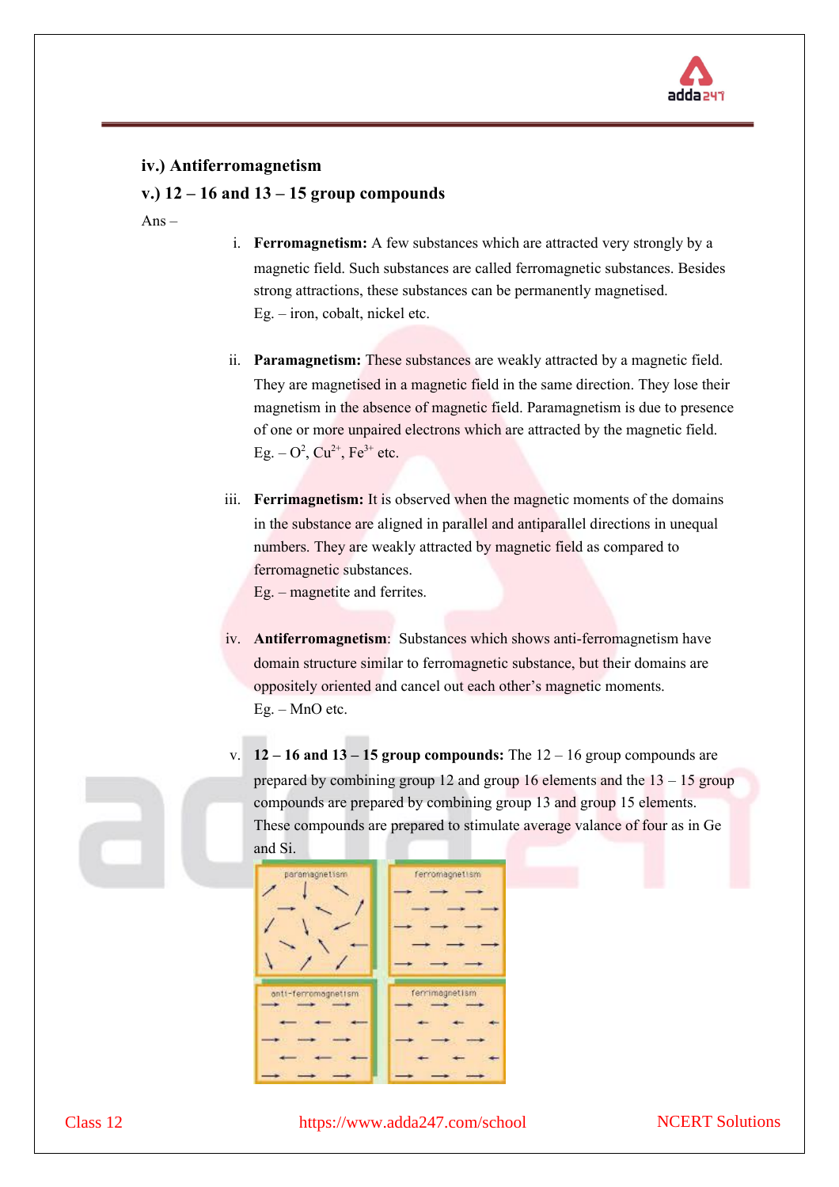**iv.) Antiferromagnetism**

**v.) 12 – 16 and 13 – 15 group compounds**

Ans –

i. **Ferromagnetism:** A few substances which are attracted very strongly by a magnetic field. Such substances are called ferromagnetic substances. Besides strong attractions, these substances can be permanently magnetised.
Eg. – iron, cobalt, nickel etc.

ii. **Paramagnetism:** These substances are weakly attracted by a magnetic field. They are magnetised in a magnetic field in the same direction. They lose their magnetism in the absence of magnetic field. Paramagnetism is due to presence of one or more unpaired electrons which are attracted by the magnetic field.
Eg. – $O^2$, $Cu^{2+}$, $Fe^{3+}$ etc.

iii. **Ferrimagnetism:** It is observed when the magnetic moments of the domains in the substance are aligned in parallel and antiparallel directions in unequal numbers. They are weakly attracted by magnetic field as compared to ferromagnetic substances.
Eg. – magnetite and ferrites.

iv. **Antiferromagnetism**: Substances which shows anti-ferromagnetism have domain structure similar to ferromagnetic substance, but their domains are oppositely oriented and cancel out each other's magnetic moments.
Eg. – MnO etc.

v. **12 – 16 and 13 – 15 group compounds:** The 12 – 16 group compounds are prepared by combining group 12 and group 16 elements and the 13 – 15 group compounds are prepared by combining group 13 and group 15 elements. These compounds are prepared to stimulate average valance of four as in Ge and Si.

paramagnetism

ferromagnetism

anti-ferromagnetism

ferrimagnetism